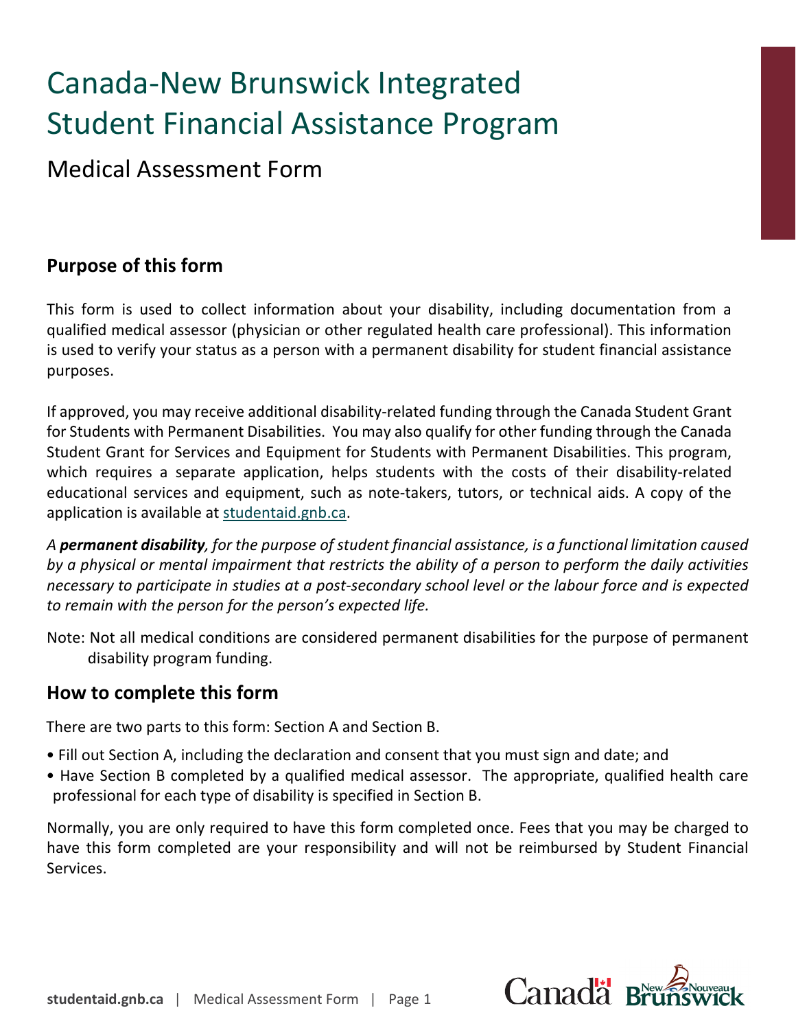# Canada-New Brunswick Integrated Student Financial Assistance Program

## Medical Assessment Form

### Purpose of this form

This form is used to collect information about your disability, including documentation from a qualified medical assessor (physician or other regulated health care professional). This information is used to verify your status as a person with a permanent disability for student financial assistance purposes.

If approved, you may receive additional disability-related funding through the Canada Student Grant for Students with Permanent Disabilities. You may also qualify for other funding through the Canada Student Grant for Services and Equipment for Students with Permanent Disabilities. This program, which requires a separate application, helps students with the costs of their disability-related educational services and equipment, such as note-takers, tutors, or technical aids. A copy of the application is available at studentaid.gnb.ca.

*A **permanent disability**, for the purpose of student financial assistance, is a functional limitation caused by a physical or mental impairment that restricts the ability of a person to perform the daily activities necessary to participate in studies at a post-secondary school level or the labour force and is expected to remain with the person for the person's expected life.*

Note: Not all medical conditions are considered permanent disabilities for the purpose of permanent disability program funding.

### How to complete this form

There are two parts to this form: Section A and Section B.

- Fill out Section A, including the declaration and consent that you must sign and date; and
- Have Section B completed by a qualified medical assessor. The appropriate, qualified health care professional for each type of disability is specified in Section B.

Normally, you are only required to have this form completed once. Fees that you may be charged to have this form completed are your responsibility and will not be reimbursed by Student Financial Services.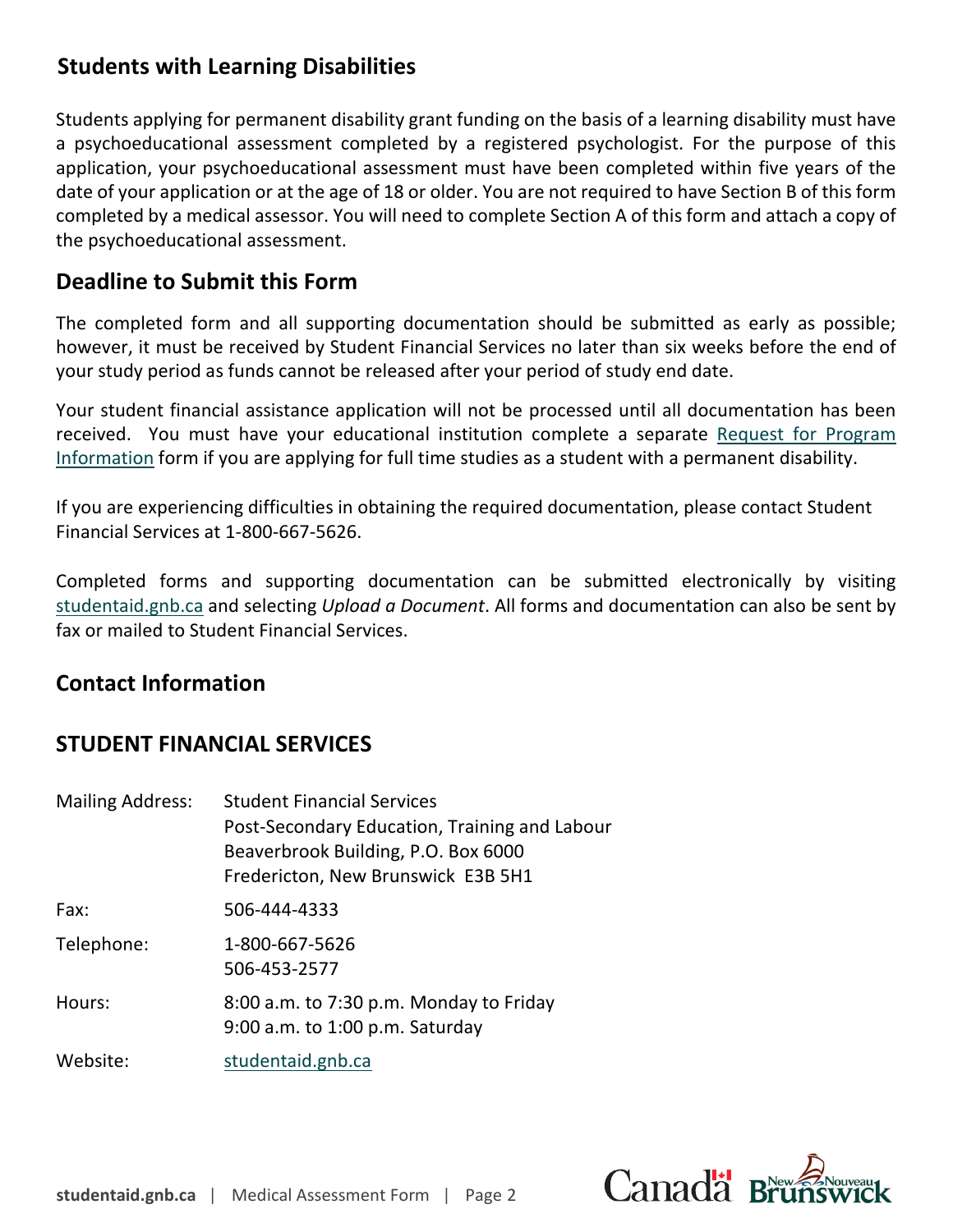## Students with Learning Disabilities

Students applying for permanent disability grant funding on the basis of a learning disability must have a psychoeducational assessment completed by a registered psychologist. For the purpose of this application, your psychoeducational assessment must have been completed within five years of the date of your application or at the age of 18 or older. You are not required to have Section B of this form completed by a medical assessor. You will need to complete Section A of this form and attach a copy of the psychoeducational assessment.

## Deadline to Submit this Form

The completed form and all supporting documentation should be submitted as early as possible; however, it must be received by Student Financial Services no later than six weeks before the end of your study period as funds cannot be released after your period of study end date.

Your student financial assistance application will not be processed until all documentation has been received. You must have your educational institution complete a separate Request for Program Information form if you are applying for full time studies as a student with a permanent disability.

If you are experiencing difficulties in obtaining the required documentation, please contact Student Financial Services at 1-800-667-5626.

Completed forms and supporting documentation can be submitted electronically by visiting studentaid.gnb.ca and selecting *Upload a Document*. All forms and documentation can also be sent by fax or mailed to Student Financial Services.

## Contact Information

## STUDENT FINANCIAL SERVICES

| | |
|---|---|
| Mailing Address: | Student Financial Services<br>Post-Secondary Education, Training and Labour<br>Beaverbrook Building, P.O. Box 6000<br>Fredericton, New Brunswick E3B 5H1 |
| Fax: | 506-444-4333 |
| Telephone: | 1-800-667-5626<br>506-453-2577 |
| Hours: | 8:00 a.m. to 7:30 p.m. Monday to Friday<br>9:00 a.m. to 1:00 p.m. Saturday |
| Website: | studentaid.gnb.ca |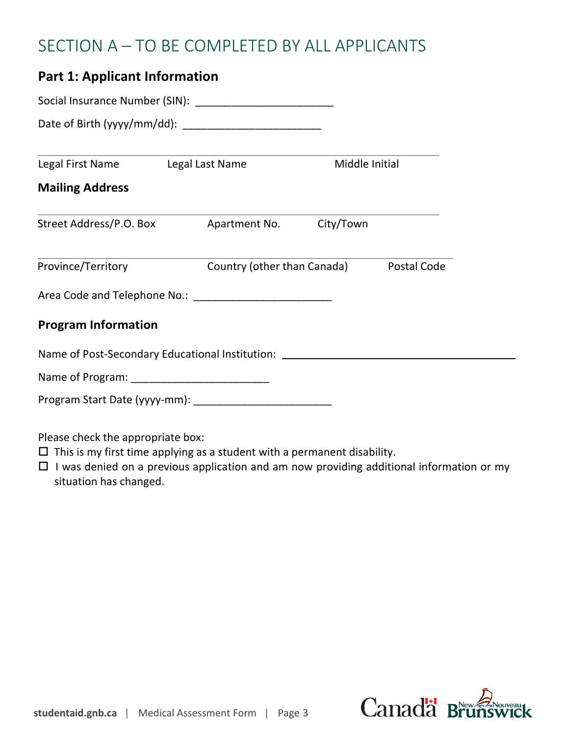# SECTION A – TO BE COMPLETED BY ALL APPLICANTS

## Part 1: Applicant Information

Social Insurance Number (SIN): ______________________

Date of Birth (yyyy/mm/dd): ______________________

| Legal First Name | Legal Last Name | Middle Initial |
|---|---|---|
| | | |

### Mailing Address

| Street Address/P.O. Box | Apartment No. | City/Town |
|---|---|---|
| | | |

| Province/Territory | Country (other than Canada) | Postal Code |
|---|---|---|
| | | |

Area Code and Telephone No.: ______________________

### Program Information

Name of Post-Secondary Educational Institution: ______________________

Name of Program: ______________________

Program Start Date (yyyy-mm): ______________________

Please check the appropriate box:

- ☐ This is my first time applying as a student with a permanent disability.
- ☐ I was denied on a previous application and am now providing additional information or my situation has changed.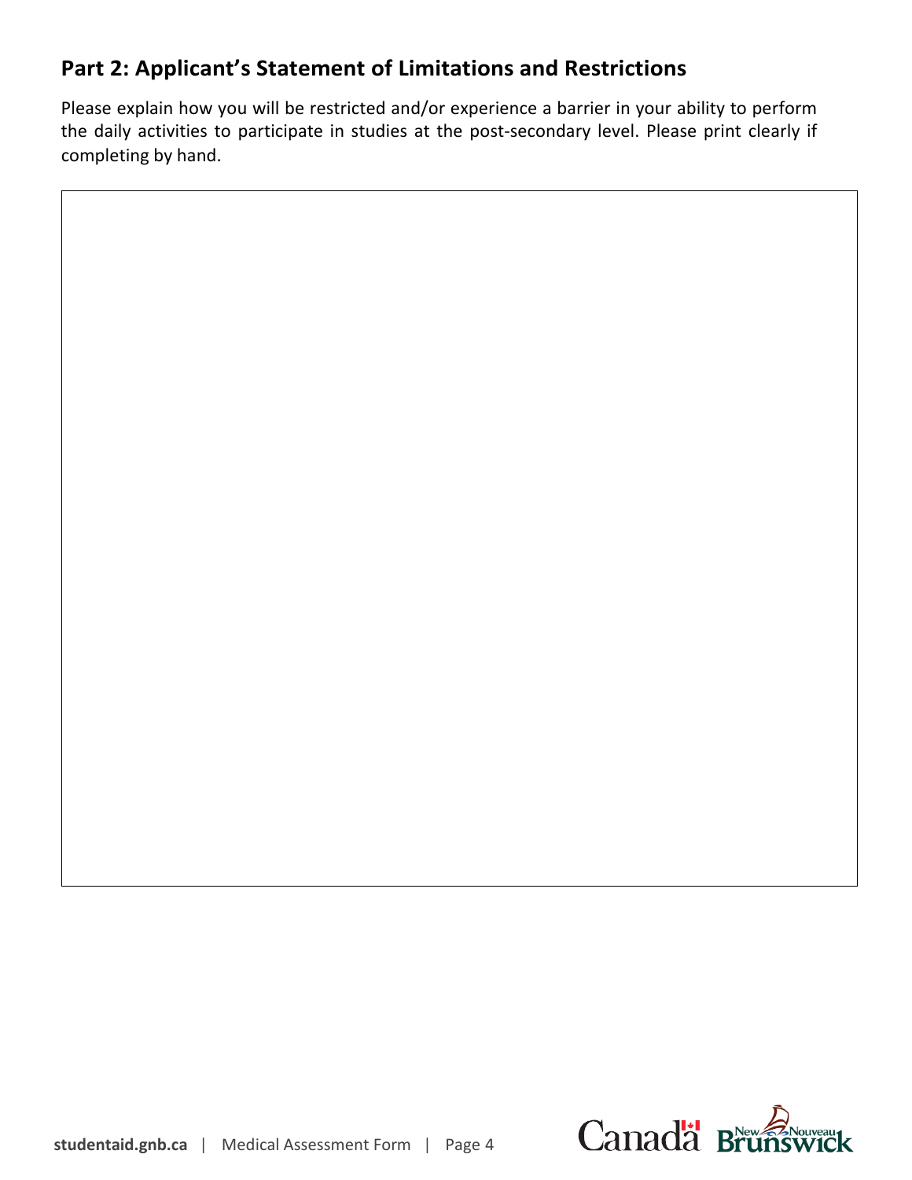## Part 2: Applicant's Statement of Limitations and Restrictions

Please explain how you will be restricted and/or experience a barrier in your ability to perform the daily activities to participate in studies at the post-secondary level. Please print clearly if completing by hand.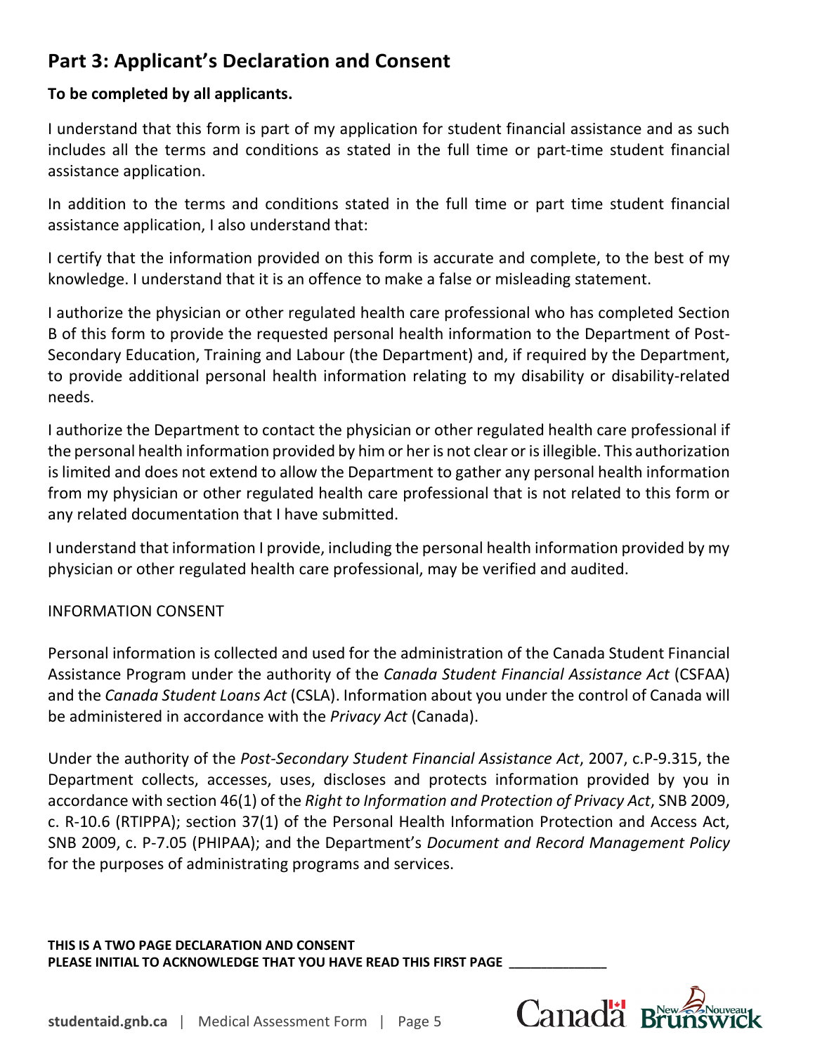## Part 3: Applicant's Declaration and Consent

**To be completed by all applicants.**

I understand that this form is part of my application for student financial assistance and as such includes all the terms and conditions as stated in the full time or part-time student financial assistance application.

In addition to the terms and conditions stated in the full time or part time student financial assistance application, I also understand that:

I certify that the information provided on this form is accurate and complete, to the best of my knowledge. I understand that it is an offence to make a false or misleading statement.

I authorize the physician or other regulated health care professional who has completed Section B of this form to provide the requested personal health information to the Department of Post-Secondary Education, Training and Labour (the Department) and, if required by the Department, to provide additional personal health information relating to my disability or disability-related needs.

I authorize the Department to contact the physician or other regulated health care professional if the personal health information provided by him or her is not clear or is illegible. This authorization is limited and does not extend to allow the Department to gather any personal health information from my physician or other regulated health care professional that is not related to this form or any related documentation that I have submitted.

I understand that information I provide, including the personal health information provided by my physician or other regulated health care professional, may be verified and audited.

INFORMATION CONSENT

Personal information is collected and used for the administration of the Canada Student Financial Assistance Program under the authority of the *Canada Student Financial Assistance Act* (CSFAA) and the *Canada Student Loans Act* (CSLA). Information about you under the control of Canada will be administered in accordance with the *Privacy Act* (Canada).

Under the authority of the *Post-Secondary Student Financial Assistance Act*, 2007, c.P-9.315, the Department collects, accesses, uses, discloses and protects information provided by you in accordance with section 46(1) of the *Right to Information and Protection of Privacy Act*, SNB 2009, c. R-10.6 (RTIPPA); section 37(1) of the Personal Health Information Protection and Access Act, SNB 2009, c. P-7.05 (PHIPAA); and the Department's *Document and Record Management Policy* for the purposes of administrating programs and services.

**THIS IS A TWO PAGE DECLARATION AND CONSENT**
**PLEASE INITIAL TO ACKNOWLEDGE THAT YOU HAVE READ THIS FIRST PAGE** _____________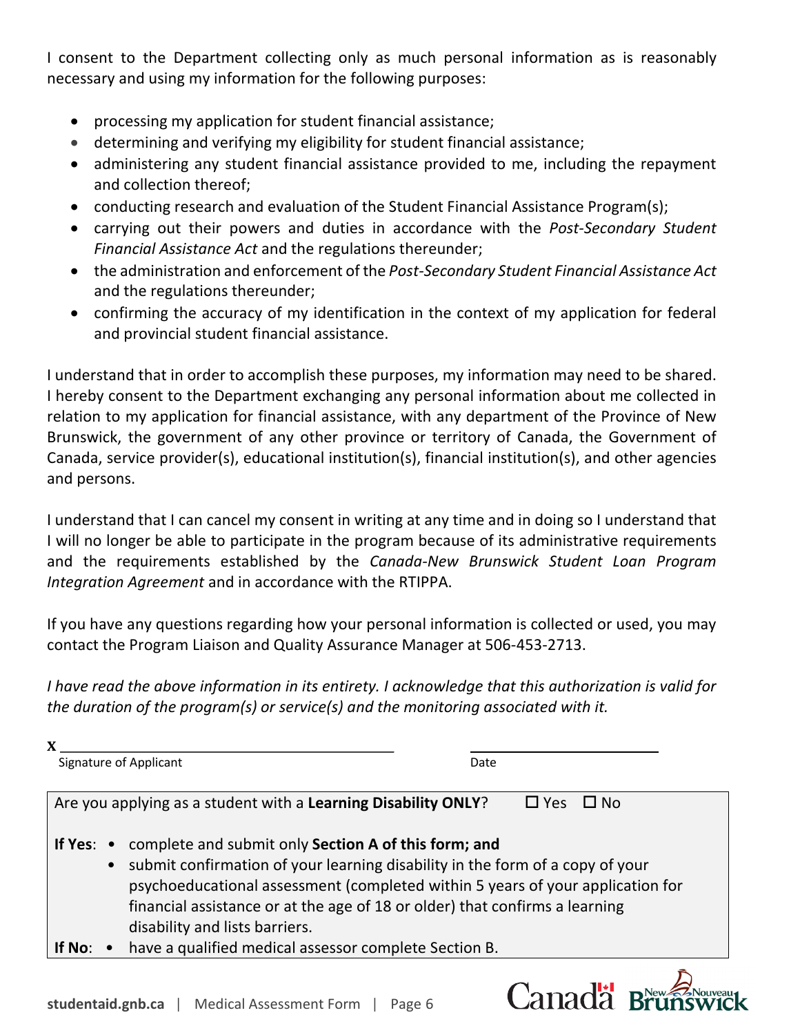I consent to the Department collecting only as much personal information as is reasonably necessary and using my information for the following purposes:

- processing my application for student financial assistance;
- determining and verifying my eligibility for student financial assistance;
- administering any student financial assistance provided to me, including the repayment and collection thereof;
- conducting research and evaluation of the Student Financial Assistance Program(s);
- carrying out their powers and duties in accordance with the *Post-Secondary Student Financial Assistance Act* and the regulations thereunder;
- the administration and enforcement of the *Post-Secondary Student Financial Assistance Act* and the regulations thereunder;
- confirming the accuracy of my identification in the context of my application for federal and provincial student financial assistance.

I understand that in order to accomplish these purposes, my information may need to be shared. I hereby consent to the Department exchanging any personal information about me collected in relation to my application for financial assistance, with any department of the Province of New Brunswick, the government of any other province or territory of Canada, the Government of Canada, service provider(s), educational institution(s), financial institution(s), and other agencies and persons.

I understand that I can cancel my consent in writing at any time and in doing so I understand that I will no longer be able to participate in the program because of its administrative requirements and the requirements established by the *Canada-New Brunswick Student Loan Program Integration Agreement* and in accordance with the RTIPPA.

If you have any questions regarding how your personal information is collected or used, you may contact the Program Liaison and Quality Assurance Manager at 506-453-2713.

*I have read the above information in its entirety. I acknowledge that this authorization is valid for the duration of the program(s) or service(s) and the monitoring associated with it.*

X ______________________________ &nbsp;&nbsp;&nbsp;&nbsp; ______________________
Signature of Applicant &nbsp;&nbsp;&nbsp;&nbsp; Date

Are you applying as a student with a **Learning Disability ONLY**? ☐ Yes ☐ No

**If Yes**:
- complete and submit only **Section A of this form; and**
- submit confirmation of your learning disability in the form of a copy of your psychoeducational assessment (completed within 5 years of your application for financial assistance or at the age of 18 or older) that confirms a learning disability and lists barriers.

**If No**:
- have a qualified medical assessor complete Section B.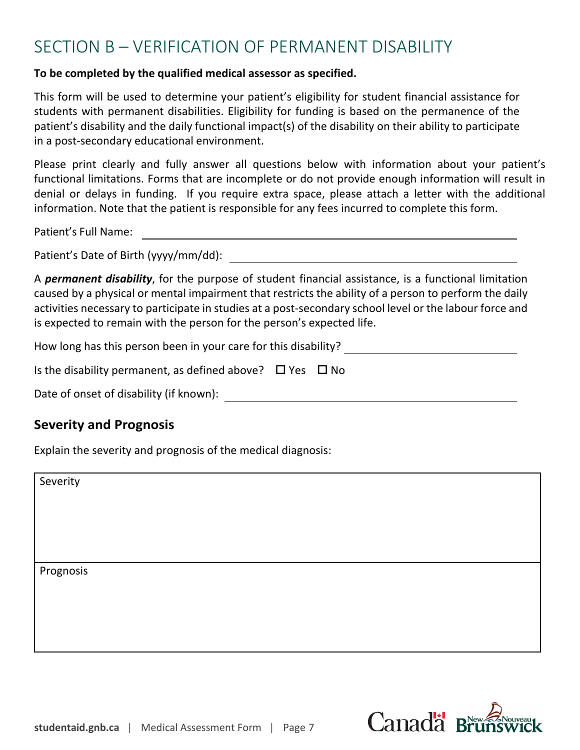# SECTION B – VERIFICATION OF PERMANENT DISABILITY

**To be completed by the qualified medical assessor as specified.**

This form will be used to determine your patient's eligibility for student financial assistance for students with permanent disabilities. Eligibility for funding is based on the permanence of the patient's disability and the daily functional impact(s) of the disability on their ability to participate in a post-secondary educational environment.

Please print clearly and fully answer all questions below with information about your patient's functional limitations. Forms that are incomplete or do not provide enough information will result in denial or delays in funding. If you require extra space, please attach a letter with the additional information. Note that the patient is responsible for any fees incurred to complete this form.

Patient's Full Name: ______________________________

Patient's Date of Birth (yyyy/mm/dd): ______________________________

A ***permanent disability***, for the purpose of student financial assistance, is a functional limitation caused by a physical or mental impairment that restricts the ability of a person to perform the daily activities necessary to participate in studies at a post-secondary school level or the labour force and is expected to remain with the person for the person's expected life.

How long has this person been in your care for this disability? ______________________

Is the disability permanent, as defined above? ☐ Yes ☐ No

Date of onset of disability (if known): ______________________________

## Severity and Prognosis

Explain the severity and prognosis of the medical diagnosis:

| Severity |
|---|
| |

| Prognosis |
|---|
| |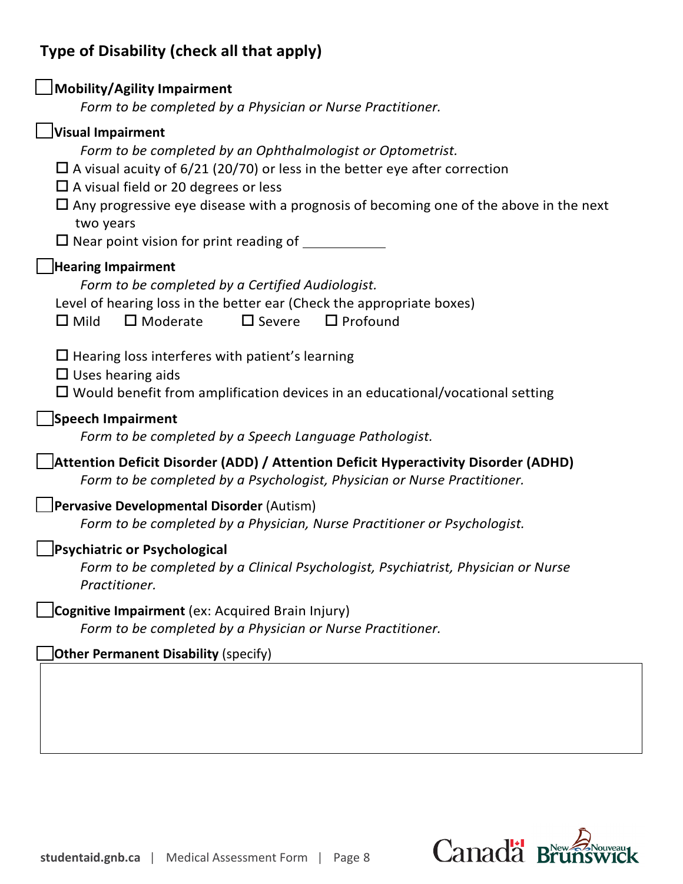## Type of Disability (check all that apply)

☐ **Mobility/Agility Impairment**

*Form to be completed by a Physician or Nurse Practitioner.*

☐ **Visual Impairment**

*Form to be completed by an Ophthalmologist or Optometrist.*

- ☐ A visual acuity of 6/21 (20/70) or less in the better eye after correction
- ☐ A visual field or 20 degrees or less
- ☐ Any progressive eye disease with a prognosis of becoming one of the above in the next two years
- ☐ Near point vision for print reading of \_\_\_\_\_\_\_\_\_\_\_\_

☐ **Hearing Impairment**

*Form to be completed by a Certified Audiologist.*

Level of hearing loss in the better ear (Check the appropriate boxes)

☐ Mild ☐ Moderate ☐ Severe ☐ Profound

- ☐ Hearing loss interferes with patient's learning
- ☐ Uses hearing aids
- ☐ Would benefit from amplification devices in an educational/vocational setting

☐ **Speech Impairment**

*Form to be completed by a Speech Language Pathologist.*

☐ **Attention Deficit Disorder (ADD) / Attention Deficit Hyperactivity Disorder (ADHD)**

*Form to be completed by a Psychologist, Physician or Nurse Practitioner.*

☐ **Pervasive Developmental Disorder** (Autism)

*Form to be completed by a Physician, Nurse Practitioner or Psychologist.*

☐ **Psychiatric or Psychological**

*Form to be completed by a Clinical Psychologist, Psychiatrist, Physician or Nurse Practitioner.*

☐ **Cognitive Impairment** (ex: Acquired Brain Injury)

*Form to be completed by a Physician or Nurse Practitioner.*

☐ **Other Permanent Disability** (specify)

|  |
| --- |
|  |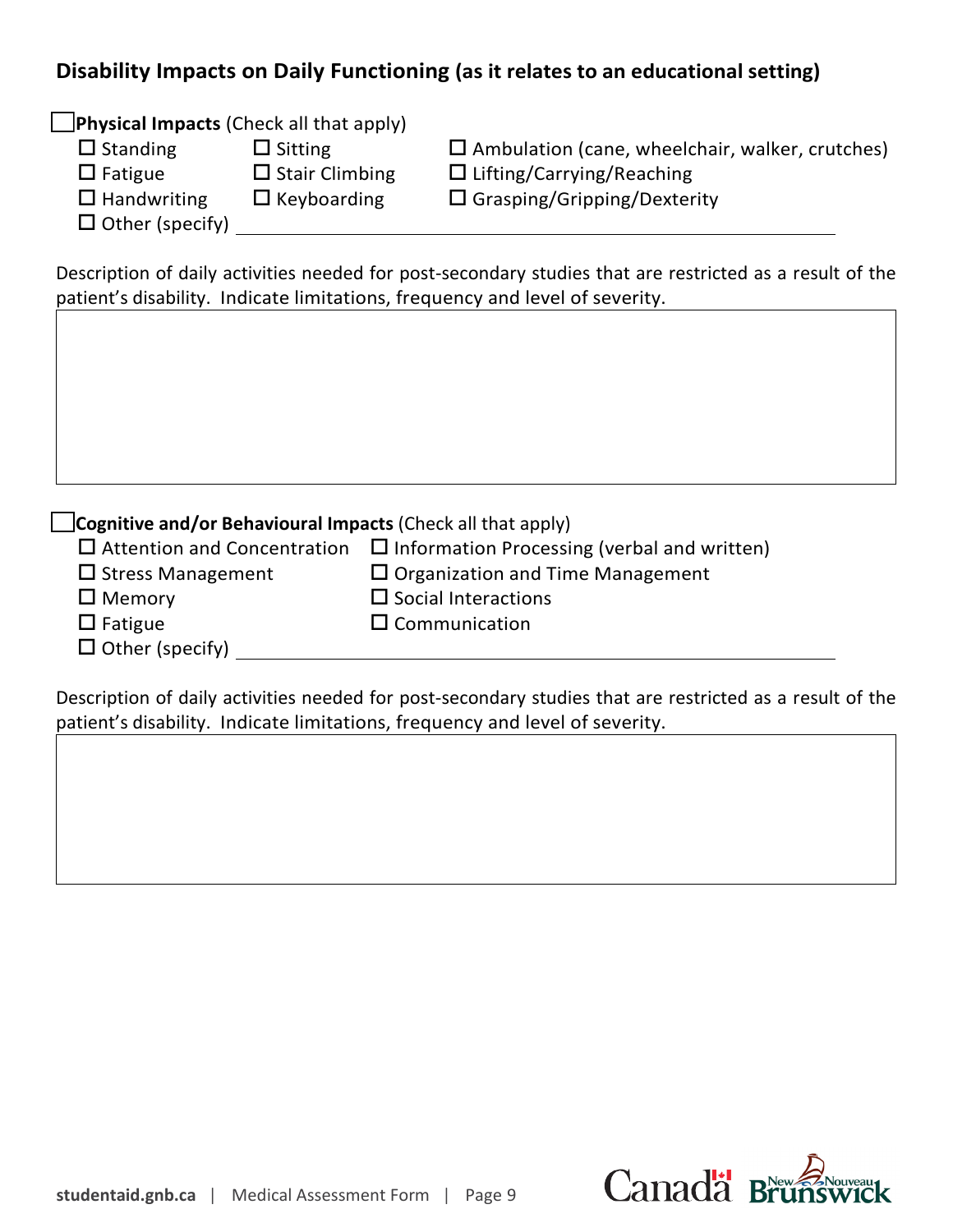## Disability Impacts on Daily Functioning (as it relates to an educational setting)

☐ **Physical Impacts** (Check all that apply)

- ☐ Standing
- ☐ Sitting
- ☐ Ambulation (cane, wheelchair, walker, crutches)
- ☐ Fatigue
- ☐ Stair Climbing
- ☐ Lifting/Carrying/Reaching
- ☐ Handwriting
- ☐ Keyboarding
- ☐ Grasping/Gripping/Dexterity
- ☐ Other (specify) ______________________________________________

Description of daily activities needed for post-secondary studies that are restricted as a result of the patient's disability. Indicate limitations, frequency and level of severity.

| |
|---|
| |

☐ **Cognitive and/or Behavioural Impacts** (Check all that apply)

- ☐ Attention and Concentration
- ☐ Information Processing (verbal and written)
- ☐ Stress Management
- ☐ Organization and Time Management
- ☐ Memory
- ☐ Social Interactions
- ☐ Fatigue
- ☐ Communication
- ☐ Other (specify) ______________________________________________

Description of daily activities needed for post-secondary studies that are restricted as a result of the patient's disability. Indicate limitations, frequency and level of severity.

| |
|---|
| |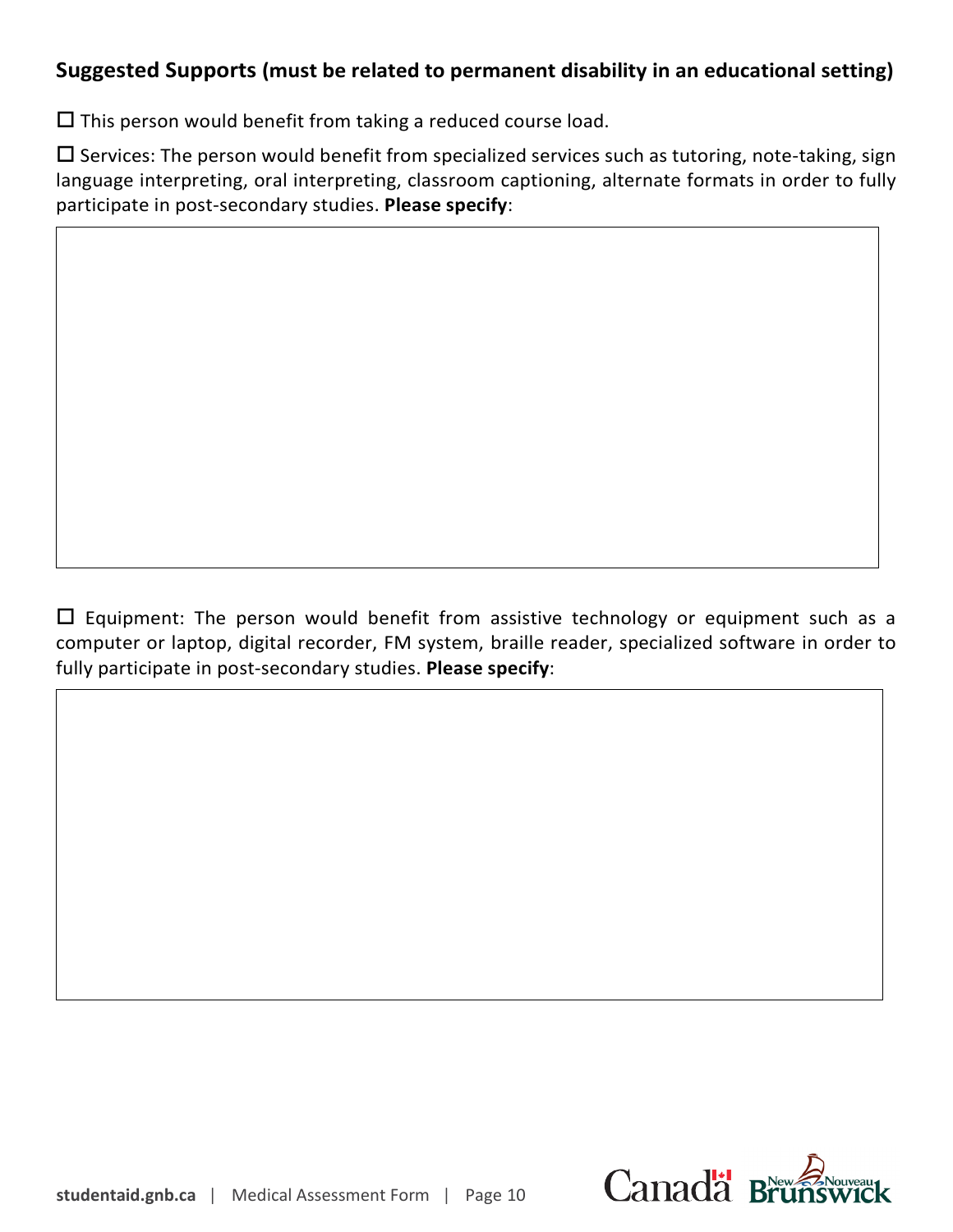## Suggested Supports (must be related to permanent disability in an educational setting)

☐ This person would benefit from taking a reduced course load.

☐ Services: The person would benefit from specialized services such as tutoring, note-taking, sign language interpreting, oral interpreting, classroom captioning, alternate formats in order to fully participate in post-secondary studies. **Please specify**:

|  |
|---|
|  |

☐ Equipment: The person would benefit from assistive technology or equipment such as a computer or laptop, digital recorder, FM system, braille reader, specialized software in order to fully participate in post-secondary studies. **Please specify**:

|  |
|---|
|  |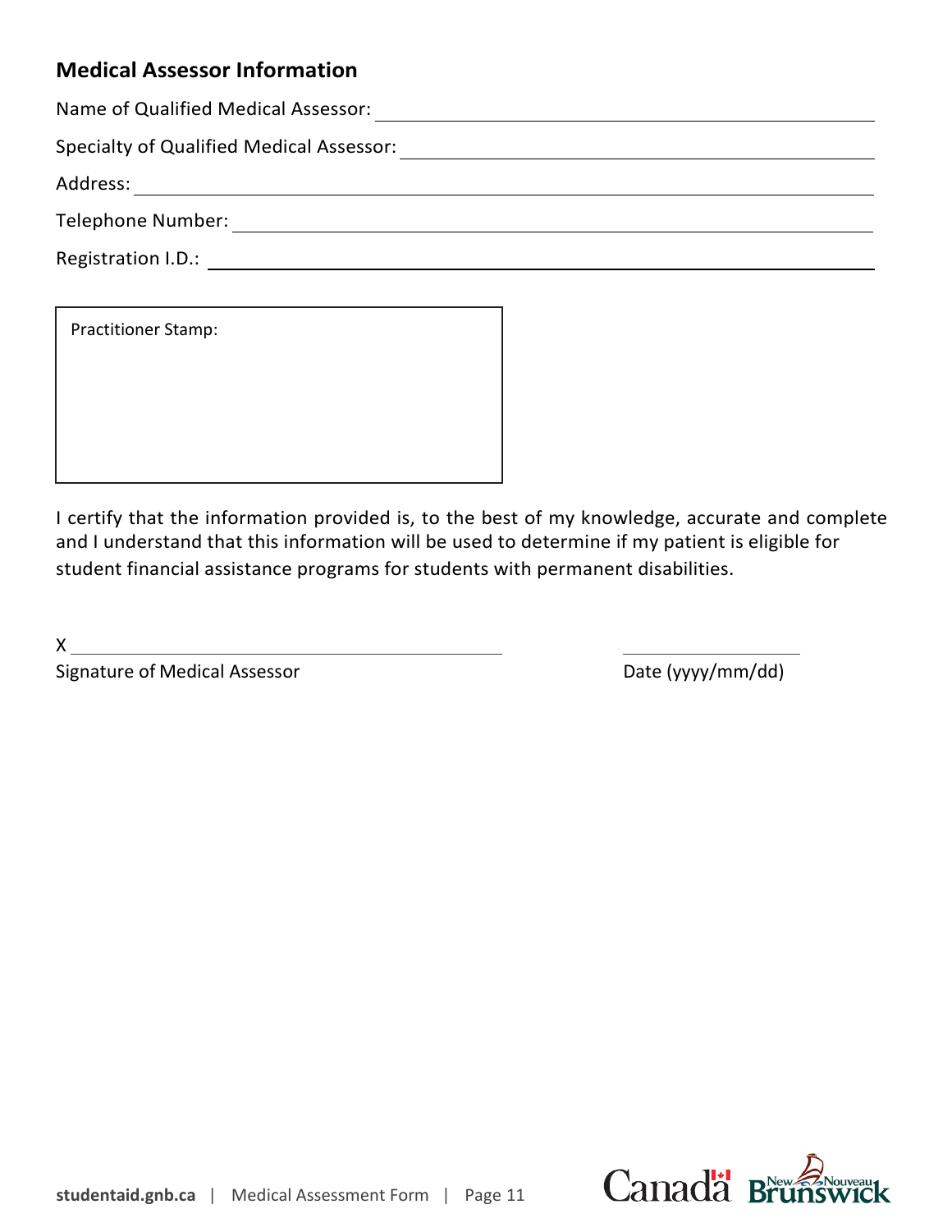## Medical Assessor Information

Name of Qualified Medical Assessor: ______________________________

Specialty of Qualified Medical Assessor: ______________________________

Address: ______________________________

Telephone Number: ______________________________

Registration I.D.: ______________________________

Practitioner Stamp:

I certify that the information provided is, to the best of my knowledge, accurate and complete and I understand that this information will be used to determine if my patient is eligible for student financial assistance programs for students with permanent disabilities.

X ______________________________

Signature of Medical Assessor

______________________________

Date (yyyy/mm/dd)